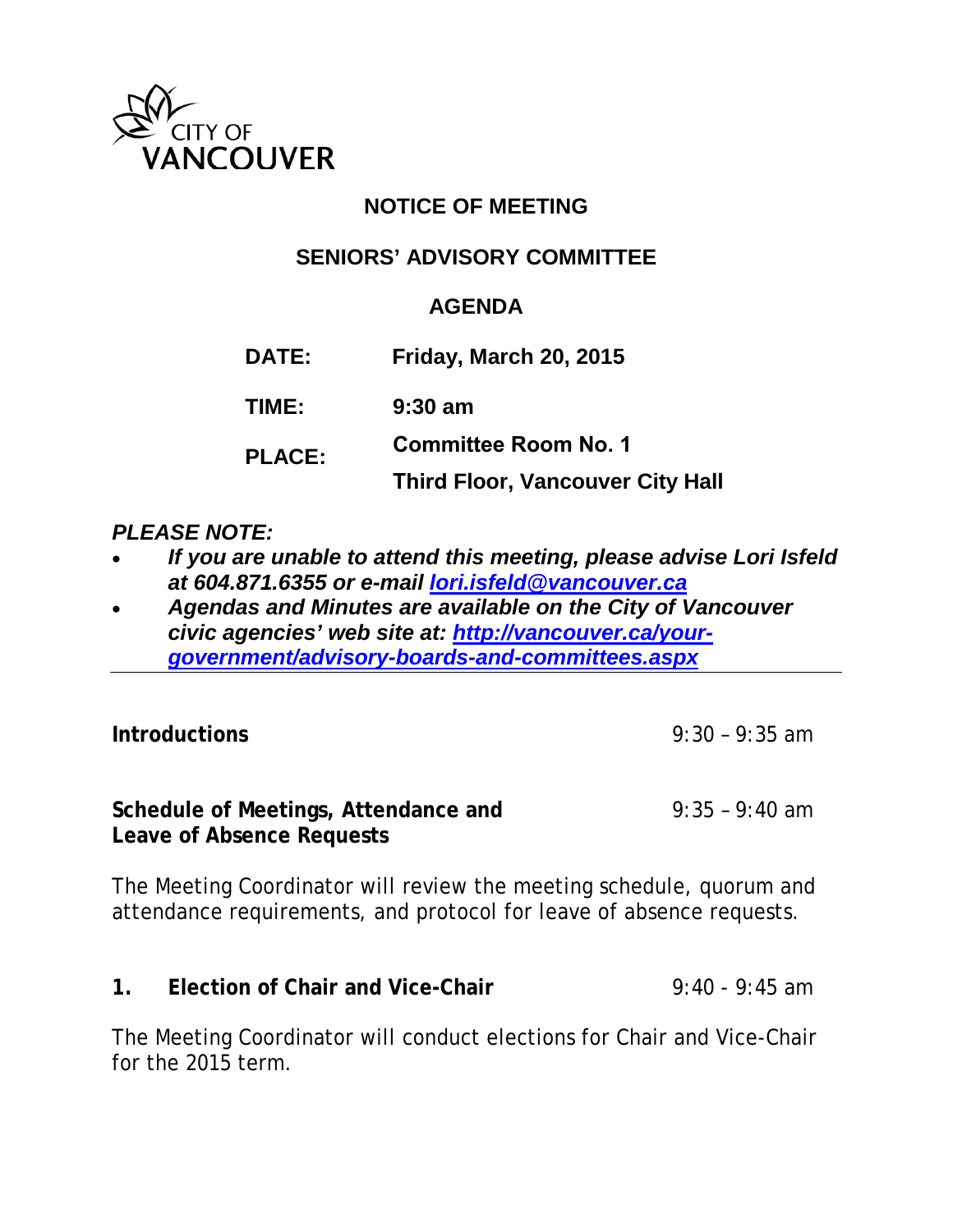CITY OF VANCOUVER

# NOTICE OF MEETING

## SENIORS' ADVISORY COMMITTEE

## AGENDA

| | |
|---|---|
| **DATE:** | **Friday, March 20, 2015** |
| **TIME:** | **9:30 am** |
| **PLACE:** | **Committee Room No. 1**<br>**Third Floor, Vancouver City Hall** |

***PLEASE NOTE:***

- ***If you are unable to attend this meeting, please advise Lori Isfeld at 604.871.6355 or e-mail [lori.isfeld@vancouver.ca](mailto:lori.isfeld@vancouver.ca)***
- ***Agendas and Minutes are available on the City of Vancouver civic agencies' web site at: [http://vancouver.ca/your-government/advisory-boards-and-committees.aspx](http://vancouver.ca/your-government/advisory-boards-and-committees.aspx)***

---

**Introductions** 9:30 – 9:35 am

**Schedule of Meetings, Attendance and Leave of Absence Requests** 9:35 – 9:40 am

The Meeting Coordinator will review the meeting schedule, quorum and attendance requirements, and protocol for leave of absence requests.

**1. Election of Chair and Vice-Chair** 9:40 - 9:45 am

The Meeting Coordinator will conduct elections for Chair and Vice-Chair for the 2015 term.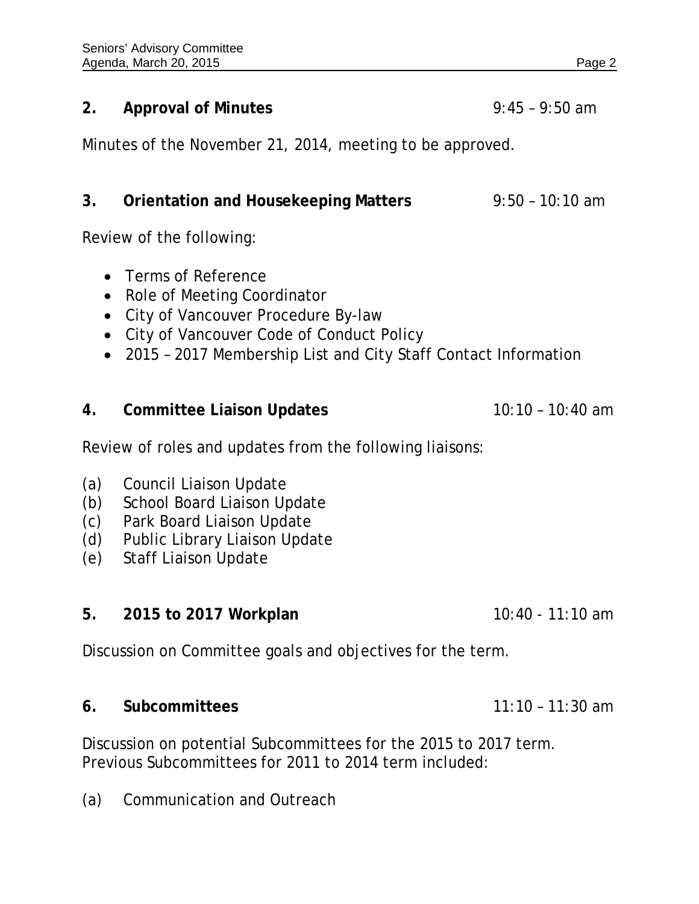## 2. Approval of Minutes 9:45 – 9:50 am

Minutes of the November 21, 2014, meeting to be approved.

## 3. Orientation and Housekeeping Matters 9:50 – 10:10 am

Review of the following:

- Terms of Reference
- Role of Meeting Coordinator
- City of Vancouver Procedure By-law
- City of Vancouver Code of Conduct Policy
- 2015 – 2017 Membership List and City Staff Contact Information

## 4. Committee Liaison Updates 10:10 – 10:40 am

Review of roles and updates from the following liaisons:

(a) Council Liaison Update
(b) School Board Liaison Update
(c) Park Board Liaison Update
(d) Public Library Liaison Update
(e) Staff Liaison Update

## 5. 2015 to 2017 Workplan 10:40 - 11:10 am

Discussion on Committee goals and objectives for the term.

## 6. Subcommittees 11:10 – 11:30 am

Discussion on potential Subcommittees for the 2015 to 2017 term.
Previous Subcommittees for 2011 to 2014 term included:

(a) Communication and Outreach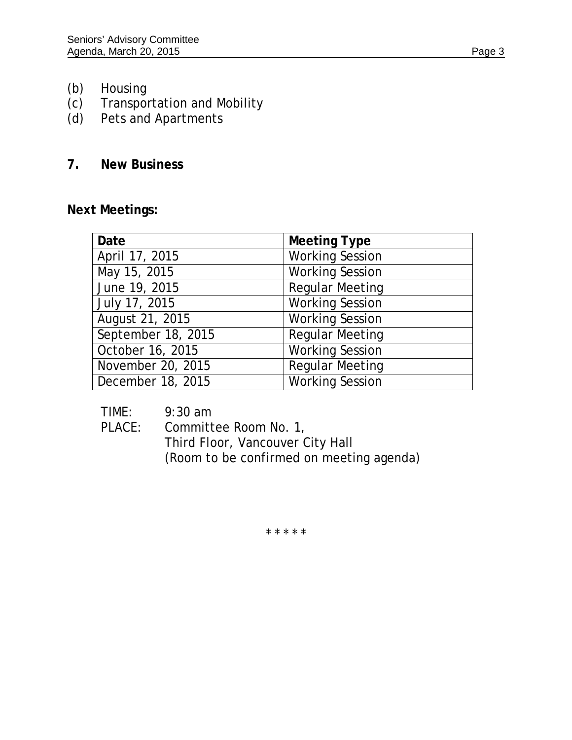(b) Housing
(c) Transportation and Mobility
(d) Pets and Apartments

**7. New Business**

**Next Meetings:**

| Date | Meeting Type |
|---|---|
| April 17, 2015 | Working Session |
| May 15, 2015 | Working Session |
| June 19, 2015 | Regular Meeting |
| July 17, 2015 | Working Session |
| August 21, 2015 | Working Session |
| September 18, 2015 | Regular Meeting |
| October 16, 2015 | Working Session |
| November 20, 2015 | Regular Meeting |
| December 18, 2015 | Working Session |

TIME: 9:30 am
PLACE: Committee Room No. 1,
Third Floor, Vancouver City Hall
(Room to be confirmed on meeting agenda)

\* \* \* \* \*